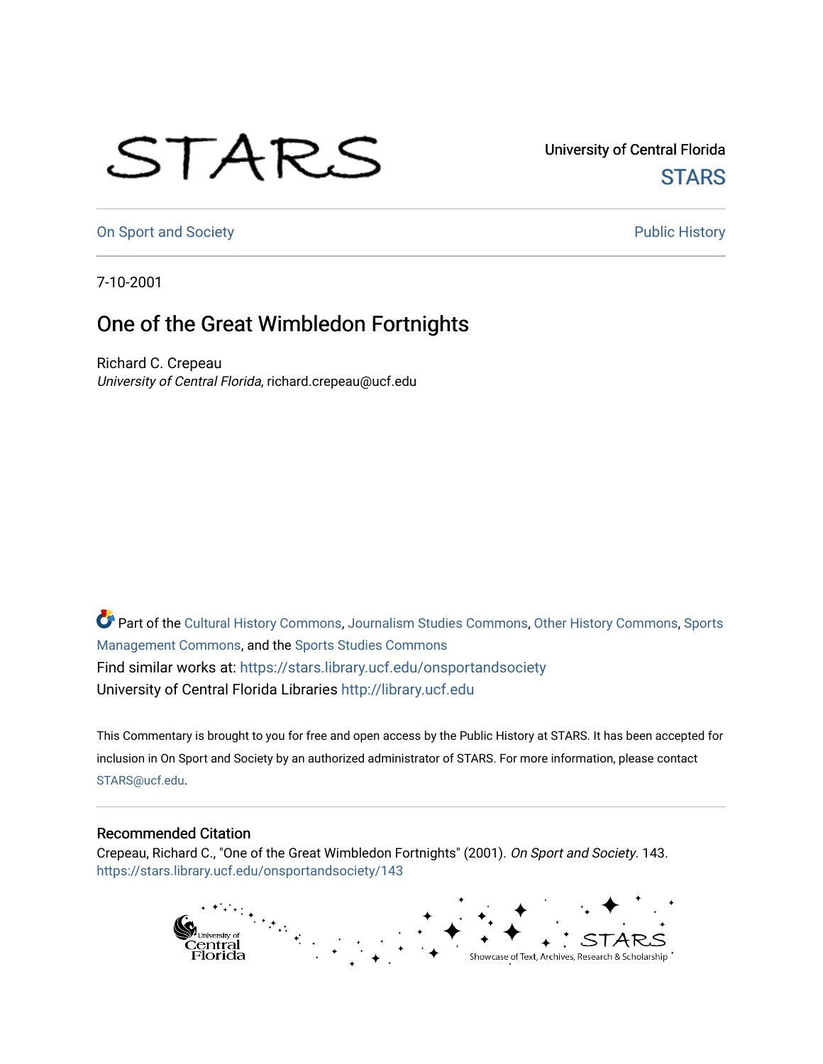University of Central Florida

STARS

On Sport and Society

Public History

7-10-2001

# One of the Great Wimbledon Fortnights

Richard C. Crepeau

*University of Central Florida*, richard.crepeau@ucf.edu

Part of the Cultural History Commons, Journalism Studies Commons, Other History Commons, Sports Management Commons, and the Sports Studies Commons

Find similar works at: https://stars.library.ucf.edu/onsportandsociety

University of Central Florida Libraries http://library.ucf.edu

This Commentary is brought to you for free and open access by the Public History at STARS. It has been accepted for inclusion in On Sport and Society by an authorized administrator of STARS. For more information, please contact STARS@ucf.edu.

## Recommended Citation

Crepeau, Richard C., "One of the Great Wimbledon Fortnights" (2001). *On Sport and Society*. 143.
https://stars.library.ucf.edu/onsportandsociety/143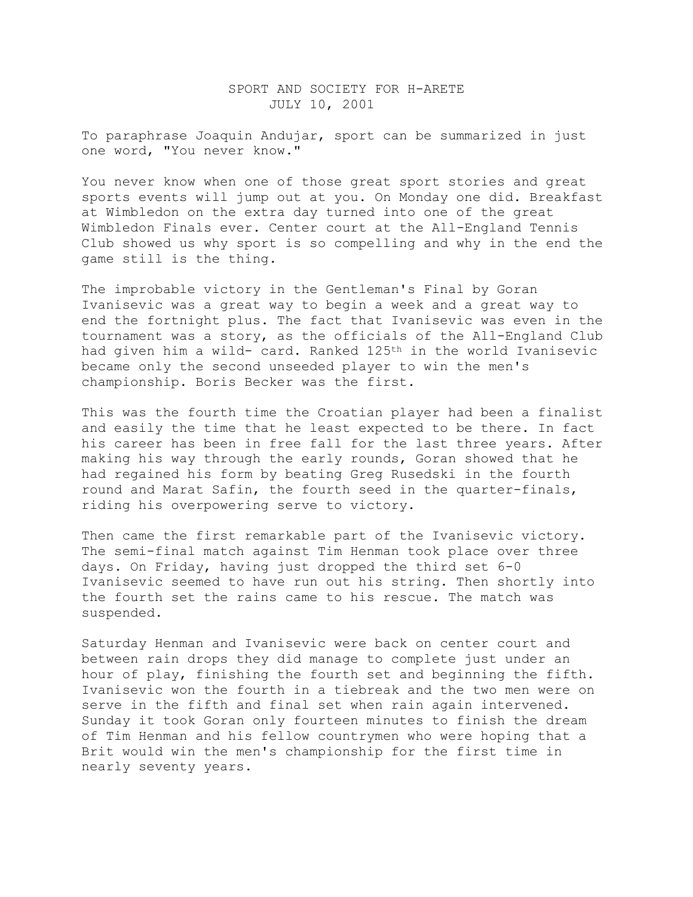SPORT AND SOCIETY FOR H-ARETE
JULY 10, 2001

To paraphrase Joaquin Andujar, sport can be summarized in just one word, "You never know."

You never know when one of those great sport stories and great sports events will jump out at you. On Monday one did. Breakfast at Wimbledon on the extra day turned into one of the great Wimbledon Finals ever. Center court at the All-England Tennis Club showed us why sport is so compelling and why in the end the game still is the thing.

The improbable victory in the Gentleman's Final by Goran Ivanisevic was a great way to begin a week and a great way to end the fortnight plus. The fact that Ivanisevic was even in the tournament was a story, as the officials of the All-England Club had given him a wild- card. Ranked 125th in the world Ivanisevic became only the second unseeded player to win the men's championship. Boris Becker was the first.

This was the fourth time the Croatian player had been a finalist and easily the time that he least expected to be there. In fact his career has been in free fall for the last three years. After making his way through the early rounds, Goran showed that he had regained his form by beating Greg Rusedski in the fourth round and Marat Safin, the fourth seed in the quarter-finals, riding his overpowering serve to victory.

Then came the first remarkable part of the Ivanisevic victory. The semi-final match against Tim Henman took place over three days. On Friday, having just dropped the third set 6-0 Ivanisevic seemed to have run out his string. Then shortly into the fourth set the rains came to his rescue. The match was suspended.

Saturday Henman and Ivanisevic were back on center court and between rain drops they did manage to complete just under an hour of play, finishing the fourth set and beginning the fifth. Ivanisevic won the fourth in a tiebreak and the two men were on serve in the fifth and final set when rain again intervened. Sunday it took Goran only fourteen minutes to finish the dream of Tim Henman and his fellow countrymen who were hoping that a Brit would win the men's championship for the first time in nearly seventy years.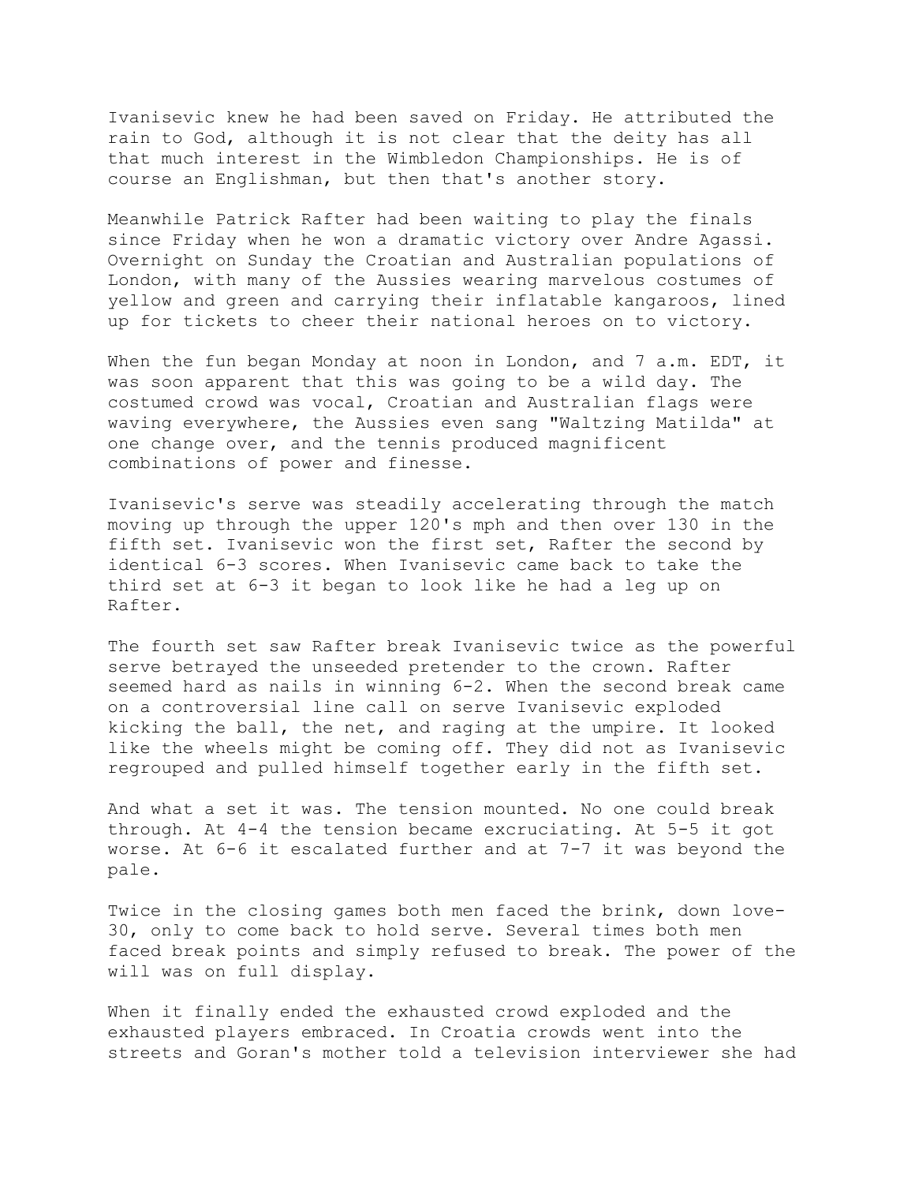Ivanisevic knew he had been saved on Friday. He attributed the rain to God, although it is not clear that the deity has all that much interest in the Wimbledon Championships. He is of course an Englishman, but then that's another story.

Meanwhile Patrick Rafter had been waiting to play the finals since Friday when he won a dramatic victory over Andre Agassi. Overnight on Sunday the Croatian and Australian populations of London, with many of the Aussies wearing marvelous costumes of yellow and green and carrying their inflatable kangaroos, lined up for tickets to cheer their national heroes on to victory.

When the fun began Monday at noon in London, and 7 a.m. EDT, it was soon apparent that this was going to be a wild day. The costumed crowd was vocal, Croatian and Australian flags were waving everywhere, the Aussies even sang "Waltzing Matilda" at one change over, and the tennis produced magnificent combinations of power and finesse.

Ivanisevic's serve was steadily accelerating through the match moving up through the upper 120's mph and then over 130 in the fifth set. Ivanisevic won the first set, Rafter the second by identical 6-3 scores. When Ivanisevic came back to take the third set at 6-3 it began to look like he had a leg up on Rafter.

The fourth set saw Rafter break Ivanisevic twice as the powerful serve betrayed the unseeded pretender to the crown. Rafter seemed hard as nails in winning 6-2. When the second break came on a controversial line call on serve Ivanisevic exploded kicking the ball, the net, and raging at the umpire. It looked like the wheels might be coming off. They did not as Ivanisevic regrouped and pulled himself together early in the fifth set.

And what a set it was. The tension mounted. No one could break through. At 4-4 the tension became excruciating. At 5-5 it got worse. At 6-6 it escalated further and at 7-7 it was beyond the pale.

Twice in the closing games both men faced the brink, down love-30, only to come back to hold serve. Several times both men faced break points and simply refused to break. The power of the will was on full display.

When it finally ended the exhausted crowd exploded and the exhausted players embraced. In Croatia crowds went into the streets and Goran's mother told a television interviewer she had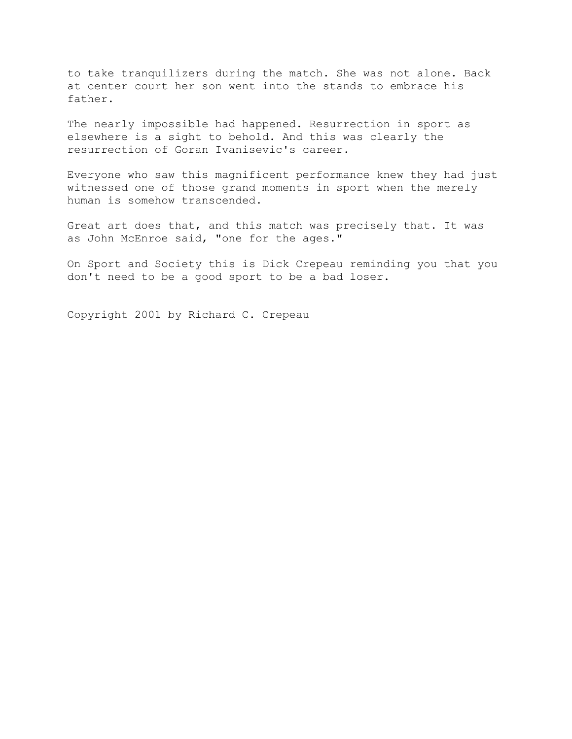to take tranquilizers during the match. She was not alone. Back at center court her son went into the stands to embrace his father.

The nearly impossible had happened. Resurrection in sport as elsewhere is a sight to behold. And this was clearly the resurrection of Goran Ivanisevic's career.

Everyone who saw this magnificent performance knew they had just witnessed one of those grand moments in sport when the merely human is somehow transcended.

Great art does that, and this match was precisely that. It was as John McEnroe said, "one for the ages."

On Sport and Society this is Dick Crepeau reminding you that you don't need to be a good sport to be a bad loser.

Copyright 2001 by Richard C. Crepeau